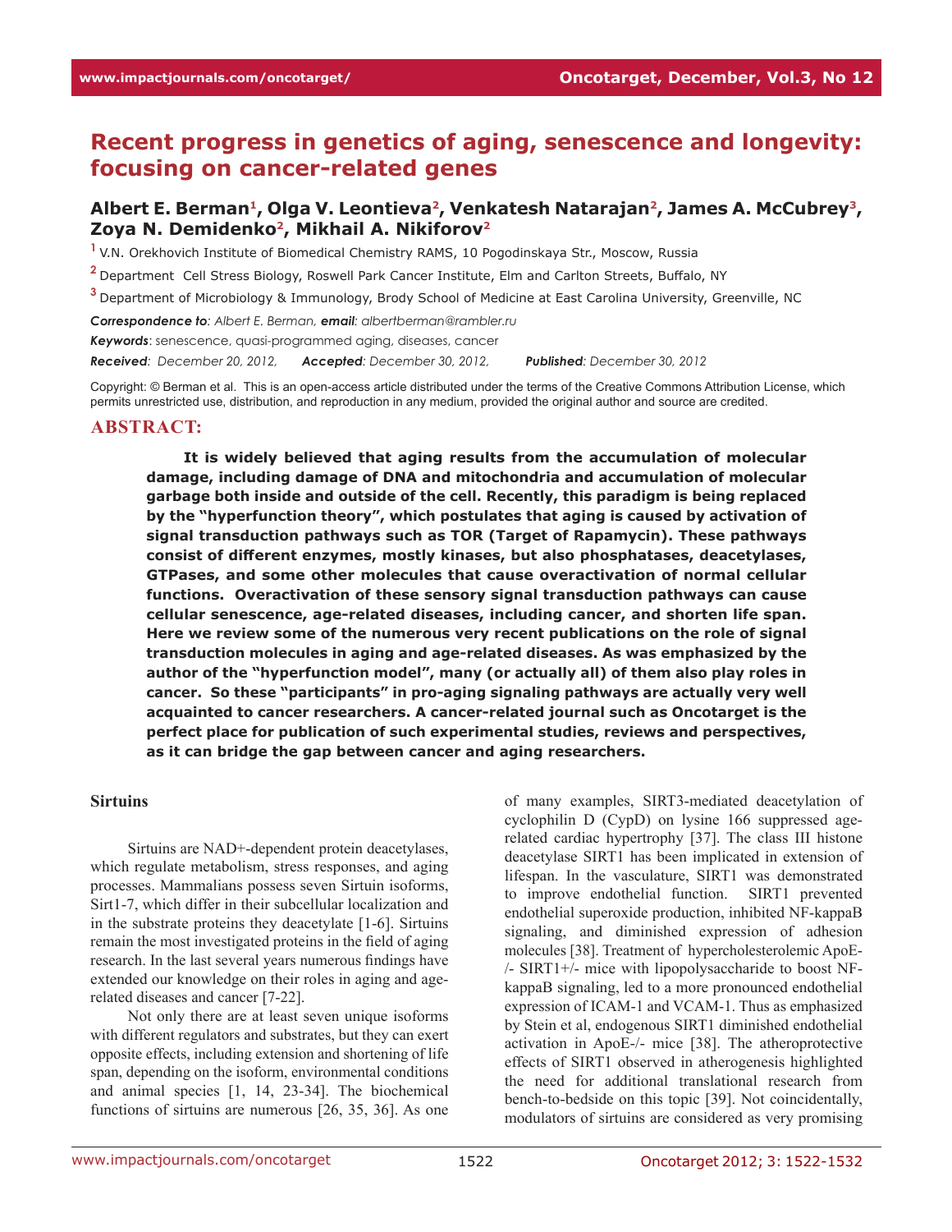# Recent progress in genetics of aging, senescence and longevity: focusing on cancer-related genes

**Albert E. Berman[1], Olga V. Leontieva[2], Venkatesh Natarajan[2], James A. McCubrey[3], Zoya N. Demidenko[2], Mikhail A. Nikiforov[2]**

[1] V.N. Orekhovich Institute of Biomedical Chemistry RAMS, 10 Pogodinskaya Str., Moscow, Russia

[2] Department Cell Stress Biology, Roswell Park Cancer Institute, Elm and Carlton Streets, Buffalo, NY

[3] Department of Microbiology & Immunology, Brody School of Medicine at East Carolina University, Greenville, NC

***Correspondence to**: Albert E. Berman, **email**: albertberman@rambler.ru*

***Keywords**: senescence, quasi-programmed aging, diseases, cancer*

***Received**: December 20, 2012,* ***Accepted**: December 30, 2012,* ***Published**: December 30, 2012*

Copyright: © Berman et al. This is an open-access article distributed under the terms of the Creative Commons Attribution License, which permits unrestricted use, distribution, and reproduction in any medium, provided the original author and source are credited.

## ABSTRACT:

**It is widely believed that aging results from the accumulation of molecular damage, including damage of DNA and mitochondria and accumulation of molecular garbage both inside and outside of the cell. Recently, this paradigm is being replaced by the "hyperfunction theory", which postulates that aging is caused by activation of signal transduction pathways such as TOR (Target of Rapamycin). These pathways consist of different enzymes, mostly kinases, but also phosphatases, deacetylases, GTPases, and some other molecules that cause overactivation of normal cellular functions. Overactivation of these sensory signal transduction pathways can cause cellular senescence, age-related diseases, including cancer, and shorten life span. Here we review some of the numerous very recent publications on the role of signal transduction molecules in aging and age-related diseases. As was emphasized by the author of the "hyperfunction model", many (or actually all) of them also play roles in cancer. So these "participants" in pro-aging signaling pathways are actually very well acquainted to cancer researchers. A cancer-related journal such as Oncotarget is the perfect place for publication of such experimental studies, reviews and perspectives, as it can bridge the gap between cancer and aging researchers.**

## Sirtuins

Sirtuins are NAD+-dependent protein deacetylases, which regulate metabolism, stress responses, and aging processes. Mammalians possess seven Sirtuin isoforms, Sirt1-7, which differ in their subcellular localization and in the substrate proteins they deacetylate [1-6]. Sirtuins remain the most investigated proteins in the field of aging research. In the last several years numerous findings have extended our knowledge on their roles in aging and age-related diseases and cancer [7-22].

Not only there are at least seven unique isoforms with different regulators and substrates, but they can exert opposite effects, including extension and shortening of life span, depending on the isoform, environmental conditions and animal species [1, 14, 23-34]. The biochemical functions of sirtuins are numerous [26, 35, 36]. As one of many examples, SIRT3-mediated deacetylation of cyclophilin D (CypD) on lysine 166 suppressed age-related cardiac hypertrophy [37]. The class III histone deacetylase SIRT1 has been implicated in extension of lifespan. In the vasculature, SIRT1 was demonstrated to improve endothelial function. SIRT1 prevented endothelial superoxide production, inhibited NF-kappaB signaling, and diminished expression of adhesion molecules [38]. Treatment of hypercholesterolemic ApoE-/- SIRT1+/- mice with lipopolysaccharide to boost NF-kappaB signaling, led to a more pronounced endothelial expression of ICAM-1 and VCAM-1. Thus as emphasized by Stein et al, endogenous SIRT1 diminished endothelial activation in ApoE-/- mice [38]. The atheroprotective effects of SIRT1 observed in atherogenesis highlighted the need for additional translational research from bench-to-bedside on this topic [39]. Not coincidentally, modulators of sirtuins are considered as very promising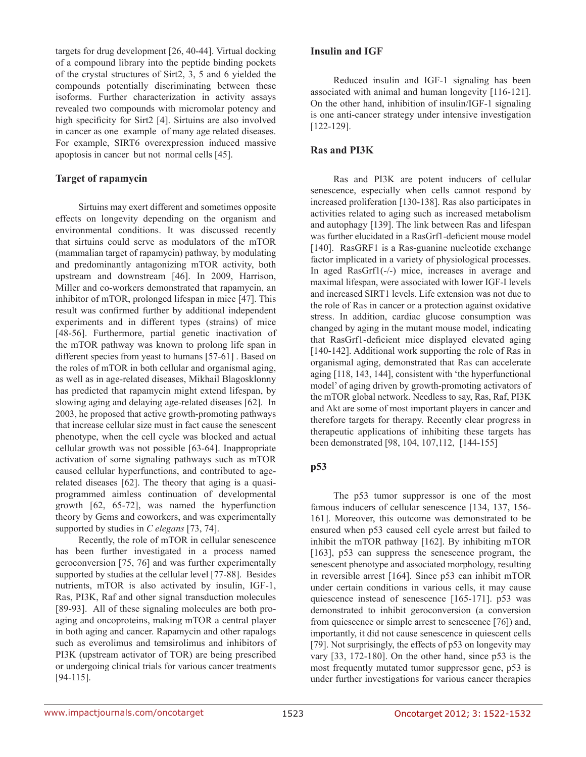targets for drug development [26, 40-44]. Virtual docking of a compound library into the peptide binding pockets of the crystal structures of Sirt2, 3, 5 and 6 yielded the compounds potentially discriminating between these isoforms. Further characterization in activity assays revealed two compounds with micromolar potency and high specificity for Sirt2 [4]. Sirtuins are also involved in cancer as one example of many age related diseases. For example, SIRT6 overexpression induced massive apoptosis in cancer but not normal cells [45].

## Target of rapamycin

Sirtuins may exert different and sometimes opposite effects on longevity depending on the organism and environmental conditions. It was discussed recently that sirtuins could serve as modulators of the mTOR (mammalian target of rapamycin) pathway, by modulating and predominantly antagonizing mTOR activity, both upstream and downstream [46]. In 2009, Harrison, Miller and co-workers demonstrated that rapamycin, an inhibitor of mTOR, prolonged lifespan in mice [47]. This result was confirmed further by additional independent experiments and in different types (strains) of mice [48-56]. Furthermore, partial genetic inactivation of the mTOR pathway was known to prolong life span in different species from yeast to humans [57-61] . Based on the roles of mTOR in both cellular and organismal aging, as well as in age-related diseases, Mikhail Blagosklonny has predicted that rapamycin might extend lifespan, by slowing aging and delaying age-related diseases [62]. In 2003, he proposed that active growth-promoting pathways that increase cellular size must in fact cause the senescent phenotype, when the cell cycle was blocked and actual cellular growth was not possible [63-64]. Inappropriate activation of some signaling pathways such as mTOR caused cellular hyperfunctions, and contributed to age-related diseases [62]. The theory that aging is a quasi-programmed aimless continuation of developmental growth [62, 65-72], was named the hyperfunction theory by Gems and coworkers, and was experimentally supported by studies in *C elegans* [73, 74].

Recently, the role of mTOR in cellular senescence has been further investigated in a process named geroconversion [75, 76] and was further experimentally supported by studies at the cellular level [77-88]. Besides nutrients, mTOR is also activated by insulin, IGF-1, Ras, PI3K, Raf and other signal transduction molecules [89-93]. All of these signaling molecules are both pro-aging and oncoproteins, making mTOR a central player in both aging and cancer. Rapamycin and other rapalogs such as everolimus and temsirolimus and inhibitors of PI3K (upstream activator of TOR) are being prescribed or undergoing clinical trials for various cancer treatments [94-115].

## Insulin and IGF

Reduced insulin and IGF-1 signaling has been associated with animal and human longevity [116-121]. On the other hand, inhibition of insulin/IGF-1 signaling is one anti-cancer strategy under intensive investigation [122-129].

## Ras and PI3K

Ras and PI3K are potent inducers of cellular senescence, especially when cells cannot respond by increased proliferation [130-138]. Ras also participates in activities related to aging such as increased metabolism and autophagy [139]. The link between Ras and lifespan was further elucidated in a RasGrf1-deficient mouse model [140]. RasGRF1 is a Ras-guanine nucleotide exchange factor implicated in a variety of physiological processes. In aged RasGrf1(-/-) mice, increases in average and maximal lifespan, were associated with lower IGF-I levels and increased SIRT1 levels. Life extension was not due to the role of Ras in cancer or a protection against oxidative stress. In addition, cardiac glucose consumption was changed by aging in the mutant mouse model, indicating that RasGrf1-deficient mice displayed elevated aging [140-142]. Additional work supporting the role of Ras in organismal aging, demonstrated that Ras can accelerate aging [118, 143, 144], consistent with 'the hyperfunctional model' of aging driven by growth-promoting activators of the mTOR global network. Needless to say, Ras, Raf, PI3K and Akt are some of most important players in cancer and therefore targets for therapy. Recently clear progress in therapeutic applications of inhibiting these targets has been demonstrated [98, 104, 107,112, [144-155]

## p53

The p53 tumor suppressor is one of the most famous inducers of cellular senescence [134, 137, 156-161]. Moreover, this outcome was demonstrated to be ensured when p53 caused cell cycle arrest but failed to inhibit the mTOR pathway [162]. By inhibiting mTOR [163], p53 can suppress the senescence program, the senescent phenotype and associated morphology, resulting in reversible arrest [164]. Since p53 can inhibit mTOR under certain conditions in various cells, it may cause quiescence instead of senescence [165-171]. p53 was demonstrated to inhibit geroconversion (a conversion from quiescence or simple arrest to senescence [76]) and, importantly, it did not cause senescence in quiescent cells [79]. Not surprisingly, the effects of p53 on longevity may vary [33, 172-180]. On the other hand, since p53 is the most frequently mutated tumor suppressor gene, p53 is under further investigations for various cancer therapies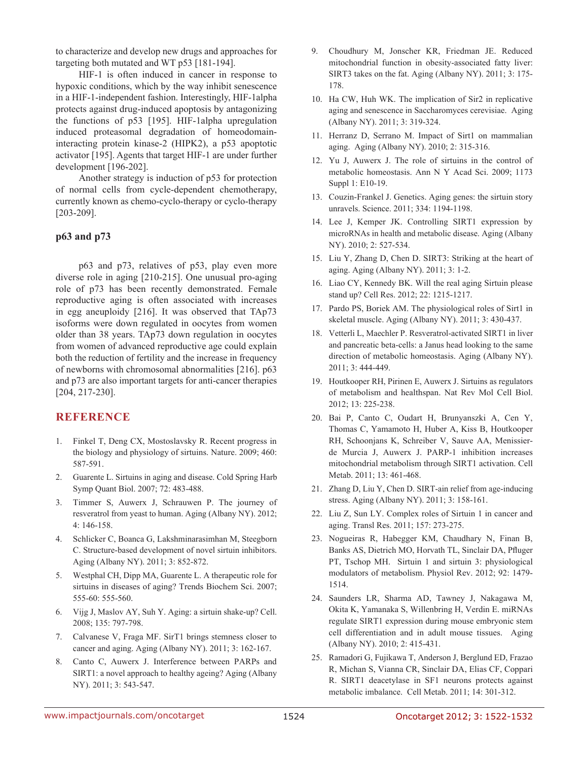to characterize and develop new drugs and approaches for targeting both mutated and WT p53 [181-194].

HIF-1 is often induced in cancer in response to hypoxic conditions, which by the way inhibit senescence in a HIF-1-independent fashion. Interestingly, HIF-1alpha protects against drug-induced apoptosis by antagonizing the functions of p53 [195]. HIF-1alpha upregulation induced proteasomal degradation of homeodomain-interacting protein kinase-2 (HIPK2), a p53 apoptotic activator [195]. Agents that target HIF-1 are under further development [196-202].

Another strategy is induction of p53 for protection of normal cells from cycle-dependent chemotherapy, currently known as chemo-cyclo-therapy or cyclo-therapy [203-209].

### p63 and p73

p63 and p73, relatives of p53, play even more diverse role in aging [210-215]. One unusual pro-aging role of p73 has been recently demonstrated. Female reproductive aging is often associated with increases in egg aneuploidy [216]. It was observed that TAp73 isoforms were down regulated in oocytes from women older than 38 years. TAp73 down regulation in oocytes from women of advanced reproductive age could explain both the reduction of fertility and the increase in frequency of newborns with chromosomal abnormalities [216]. p63 and p73 are also important targets for anti-cancer therapies [204, 217-230].

## REFERENCE

1. Finkel T, Deng CX, Mostoslavsky R. Recent progress in the biology and physiology of sirtuins. Nature. 2009; 460: 587-591.
2. Guarente L. Sirtuins in aging and disease. Cold Spring Harb Symp Quant Biol. 2007; 72: 483-488.
3. Timmer S, Auwerx J, Schrauwen P. The journey of resveratrol from yeast to human. Aging (Albany NY). 2012; 4: 146-158.
4. Schlicker C, Boanca G, Lakshminarasimhan M, Steegborn C. Structure-based development of novel sirtuin inhibitors. Aging (Albany NY). 2011; 3: 852-872.
5. Westphal CH, Dipp MA, Guarente L. A therapeutic role for sirtuins in diseases of aging? Trends Biochem Sci. 2007; 555-60: 555-560.
6. Vijg J, Maslov AY, Suh Y. Aging: a sirtuin shake-up? Cell. 2008; 135: 797-798.
7. Calvanese V, Fraga MF. SirT1 brings stemness closer to cancer and aging. Aging (Albany NY). 2011; 3: 162-167.
8. Canto C, Auwerx J. Interference between PARPs and SIRT1: a novel approach to healthy ageing? Aging (Albany NY). 2011; 3: 543-547.
9. Choudhury M, Jonscher KR, Friedman JE. Reduced mitochondrial function in obesity-associated fatty liver: SIRT3 takes on the fat. Aging (Albany NY). 2011; 3: 175-178.
10. Ha CW, Huh WK. The implication of Sir2 in replicative aging and senescence in Saccharomyces cerevisiae. Aging (Albany NY). 2011; 3: 319-324.
11. Herranz D, Serrano M. Impact of Sirt1 on mammalian aging. Aging (Albany NY). 2010; 2: 315-316.
12. Yu J, Auwerx J. The role of sirtuins in the control of metabolic homeostasis. Ann N Y Acad Sci. 2009; 1173 Suppl 1: E10-19.
13. Couzin-Frankel J. Genetics. Aging genes: the sirtuin story unravels. Science. 2011; 334: 1194-1198.
14. Lee J, Kemper JK. Controlling SIRT1 expression by microRNAs in health and metabolic disease. Aging (Albany NY). 2010; 2: 527-534.
15. Liu Y, Zhang D, Chen D. SIRT3: Striking at the heart of aging. Aging (Albany NY). 2011; 3: 1-2.
16. Liao CY, Kennedy BK. Will the real aging Sirtuin please stand up? Cell Res. 2012; 22: 1215-1217.
17. Pardo PS, Boriek AM. The physiological roles of Sirt1 in skeletal muscle. Aging (Albany NY). 2011; 3: 430-437.
18. Vetterli L, Maechler P. Resveratrol-activated SIRT1 in liver and pancreatic beta-cells: a Janus head looking to the same direction of metabolic homeostasis. Aging (Albany NY). 2011; 3: 444-449.
19. Houtkooper RH, Pirinen E, Auwerx J. Sirtuins as regulators of metabolism and healthspan. Nat Rev Mol Cell Biol. 2012; 13: 225-238.
20. Bai P, Canto C, Oudart H, Brunyanszki A, Cen Y, Thomas C, Yamamoto H, Huber A, Kiss B, Houtkooper RH, Schoonjans K, Schreiber V, Sauve AA, Menissier-de Murcia J, Auwerx J. PARP-1 inhibition increases mitochondrial metabolism through SIRT1 activation. Cell Metab. 2011; 13: 461-468.
21. Zhang D, Liu Y, Chen D. SIRT-ain relief from age-inducing stress. Aging (Albany NY). 2011; 3: 158-161.
22. Liu Z, Sun LY. Complex roles of Sirtuin 1 in cancer and aging. Transl Res. 2011; 157: 273-275.
23. Nogueiras R, Habegger KM, Chaudhary N, Finan B, Banks AS, Dietrich MO, Horvath TL, Sinclair DA, Pfluger PT, Tschop MH. Sirtuin 1 and sirtuin 3: physiological modulators of metabolism. Physiol Rev. 2012; 92: 1479-1514.
24. Saunders LR, Sharma AD, Tawney J, Nakagawa M, Okita K, Yamanaka S, Willenbring H, Verdin E. miRNAs regulate SIRT1 expression during mouse embryonic stem cell differentiation and in adult mouse tissues. Aging (Albany NY). 2010; 2: 415-431.
25. Ramadori G, Fujikawa T, Anderson J, Berglund ED, Frazao R, Michan S, Vianna CR, Sinclair DA, Elias CF, Coppari R. SIRT1 deacetylase in SF1 neurons protects against metabolic imbalance. Cell Metab. 2011; 14: 301-312.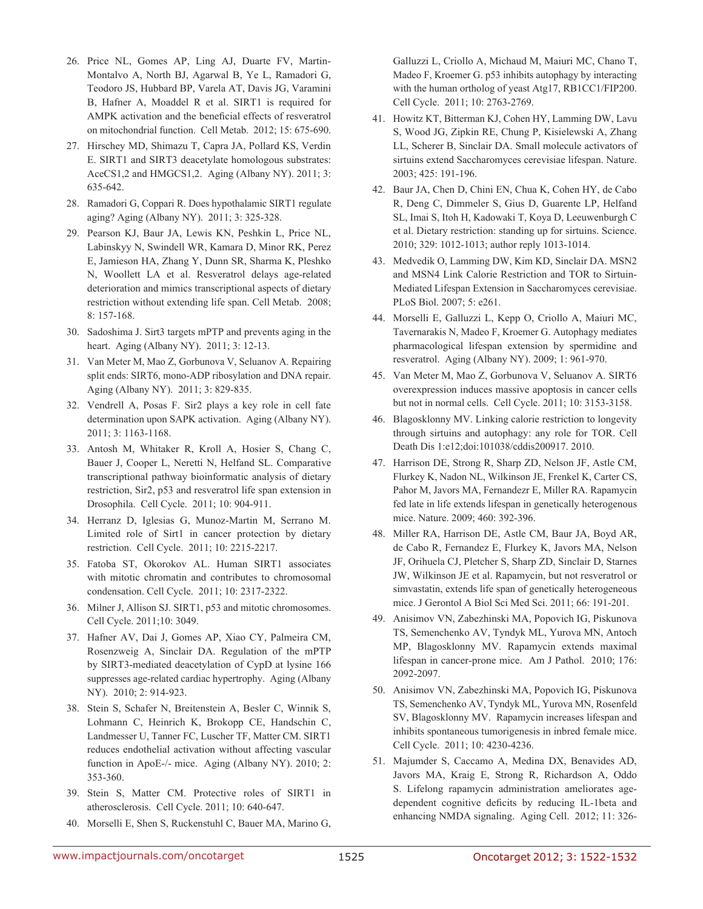26. Price NL, Gomes AP, Ling AJ, Duarte FV, Martin-Montalvo A, North BJ, Agarwal B, Ye L, Ramadori G, Teodoro JS, Hubbard BP, Varela AT, Davis JG, Varamini B, Hafner A, Moaddel R et al. SIRT1 is required for AMPK activation and the beneficial effects of resveratrol on mitochondrial function. Cell Metab. 2012; 15: 675-690.

27. Hirschey MD, Shimazu T, Capra JA, Pollard KS, Verdin E. SIRT1 and SIRT3 deacetylate homologous substrates: AceCS1,2 and HMGCS1,2. Aging (Albany NY). 2011; 3: 635-642.

28. Ramadori G, Coppari R. Does hypothalamic SIRT1 regulate aging? Aging (Albany NY). 2011; 3: 325-328.

29. Pearson KJ, Baur JA, Lewis KN, Peshkin L, Price NL, Labinskyy N, Swindell WR, Kamara D, Minor RK, Perez E, Jamieson HA, Zhang Y, Dunn SR, Sharma K, Pleshko N, Woollett LA et al. Resveratrol delays age-related deterioration and mimics transcriptional aspects of dietary restriction without extending life span. Cell Metab. 2008; 8: 157-168.

30. Sadoshima J. Sirt3 targets mPTP and prevents aging in the heart. Aging (Albany NY). 2011; 3: 12-13.

31. Van Meter M, Mao Z, Gorbunova V, Seluanov A. Repairing split ends: SIRT6, mono-ADP ribosylation and DNA repair. Aging (Albany NY). 2011; 3: 829-835.

32. Vendrell A, Posas F. Sir2 plays a key role in cell fate determination upon SAPK activation. Aging (Albany NY). 2011; 3: 1163-1168.

33. Antosh M, Whitaker R, Kroll A, Hosier S, Chang C, Bauer J, Cooper L, Neretti N, Helfand SL. Comparative transcriptional pathway bioinformatic analysis of dietary restriction, Sir2, p53 and resveratrol life span extension in Drosophila. Cell Cycle. 2011; 10: 904-911.

34. Herranz D, Iglesias G, Munoz-Martin M, Serrano M. Limited role of Sirt1 in cancer protection by dietary restriction. Cell Cycle. 2011; 10: 2215-2217.

35. Fatoba ST, Okorokov AL. Human SIRT1 associates with mitotic chromatin and contributes to chromosomal condensation. Cell Cycle. 2011; 10: 2317-2322.

36. Milner J, Allison SJ. SIRT1, p53 and mitotic chromosomes. Cell Cycle. 2011;10: 3049.

37. Hafner AV, Dai J, Gomes AP, Xiao CY, Palmeira CM, Rosenzweig A, Sinclair DA. Regulation of the mPTP by SIRT3-mediated deacetylation of CypD at lysine 166 suppresses age-related cardiac hypertrophy. Aging (Albany NY). 2010; 2: 914-923.

38. Stein S, Schafer N, Breitenstein A, Besler C, Winnik S, Lohmann C, Heinrich K, Brokopp CE, Handschin C, Landmesser U, Tanner FC, Luscher TF, Matter CM. SIRT1 reduces endothelial activation without affecting vascular function in ApoE-/- mice. Aging (Albany NY). 2010; 2: 353-360.

39. Stein S, Matter CM. Protective roles of SIRT1 in atherosclerosis. Cell Cycle. 2011; 10: 640-647.

40. Morselli E, Shen S, Ruckenstuhl C, Bauer MA, Marino G, Galluzzi L, Criollo A, Michaud M, Maiuri MC, Chano T, Madeo F, Kroemer G. p53 inhibits autophagy by interacting with the human ortholog of yeast Atg17, RB1CC1/FIP200. Cell Cycle. 2011; 10: 2763-2769.

41. Howitz KT, Bitterman KJ, Cohen HY, Lamming DW, Lavu S, Wood JG, Zipkin RE, Chung P, Kisielewski A, Zhang LL, Scherer B, Sinclair DA. Small molecule activators of sirtuins extend Saccharomyces cerevisiae lifespan. Nature. 2003; 425: 191-196.

42. Baur JA, Chen D, Chini EN, Chua K, Cohen HY, de Cabo R, Deng C, Dimmeler S, Gius D, Guarente LP, Helfand SL, Imai S, Itoh H, Kadowaki T, Koya D, Leeuwenburgh C et al. Dietary restriction: standing up for sirtuins. Science. 2010; 329: 1012-1013; author reply 1013-1014.

43. Medvedik O, Lamming DW, Kim KD, Sinclair DA. MSN2 and MSN4 Link Calorie Restriction and TOR to Sirtuin-Mediated Lifespan Extension in Saccharomyces cerevisiae. PLoS Biol. 2007; 5: e261.

44. Morselli E, Galluzzi L, Kepp O, Criollo A, Maiuri MC, Tavernarakis N, Madeo F, Kroemer G. Autophagy mediates pharmacological lifespan extension by spermidine and resveratrol. Aging (Albany NY). 2009; 1: 961-970.

45. Van Meter M, Mao Z, Gorbunova V, Seluanov A. SIRT6 overexpression induces massive apoptosis in cancer cells but not in normal cells. Cell Cycle. 2011; 10: 3153-3158.

46. Blagosklonny MV. Linking calorie restriction to longevity through sirtuins and autophagy: any role for TOR. Cell Death Dis 1:e12;doi:101038/cddis200917. 2010.

47. Harrison DE, Strong R, Sharp ZD, Nelson JF, Astle CM, Flurkey K, Nadon NL, Wilkinson JE, Frenkel K, Carter CS, Pahor M, Javors MA, Fernandezr E, Miller RA. Rapamycin fed late in life extends lifespan in genetically heterogenous mice. Nature. 2009; 460: 392-396.

48. Miller RA, Harrison DE, Astle CM, Baur JA, Boyd AR, de Cabo R, Fernandez E, Flurkey K, Javors MA, Nelson JF, Orihuela CJ, Pletcher S, Sharp ZD, Sinclair D, Starnes JW, Wilkinson JE et al. Rapamycin, but not resveratrol or simvastatin, extends life span of genetically heterogeneous mice. J Gerontol A Biol Sci Med Sci. 2011; 66: 191-201.

49. Anisimov VN, Zabezhinski MA, Popovich IG, Piskunova TS, Semenchenko AV, Tyndyk ML, Yurova MN, Antoch MP, Blagosklonny MV. Rapamycin extends maximal lifespan in cancer-prone mice. Am J Pathol. 2010; 176: 2092-2097.

50. Anisimov VN, Zabezhinski MA, Popovich IG, Piskunova TS, Semenchenko AV, Tyndyk ML, Yurova MN, Rosenfeld SV, Blagosklonny MV. Rapamycin increases lifespan and inhibits spontaneous tumorigenesis in inbred female mice. Cell Cycle. 2011; 10: 4230-4236.

51. Majumder S, Caccamo A, Medina DX, Benavides AD, Javors MA, Kraig E, Strong R, Richardson A, Oddo S. Lifelong rapamycin administration ameliorates age-dependent cognitive deficits by reducing IL-1beta and enhancing NMDA signaling. Aging Cell. 2012; 11: 326-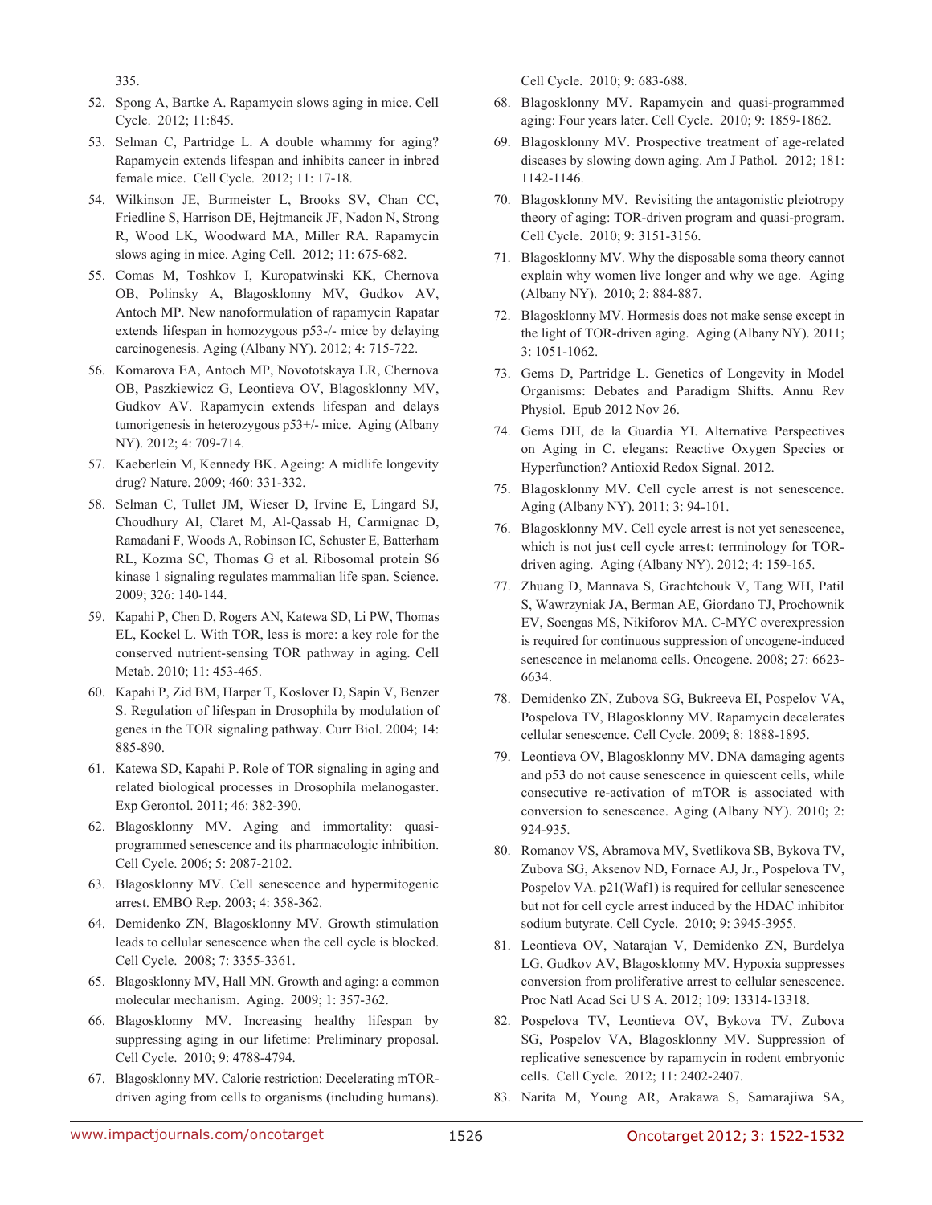335.

52. Spong A, Bartke A. Rapamycin slows aging in mice. Cell Cycle. 2012; 11:845.

53. Selman C, Partridge L. A double whammy for aging? Rapamycin extends lifespan and inhibits cancer in inbred female mice. Cell Cycle. 2012; 11: 17-18.

54. Wilkinson JE, Burmeister L, Brooks SV, Chan CC, Friedline S, Harrison DE, Hejtmancik JF, Nadon N, Strong R, Wood LK, Woodward MA, Miller RA. Rapamycin slows aging in mice. Aging Cell. 2012; 11: 675-682.

55. Comas M, Toshkov I, Kuropatwinski KK, Chernova OB, Polinsky A, Blagosklonny MV, Gudkov AV, Antoch MP. New nanoformulation of rapamycin Rapatar extends lifespan in homozygous p53-/- mice by delaying carcinogenesis. Aging (Albany NY). 2012; 4: 715-722.

56. Komarova EA, Antoch MP, Novototskaya LR, Chernova OB, Paszkiewicz G, Leontieva OV, Blagosklonny MV, Gudkov AV. Rapamycin extends lifespan and delays tumorigenesis in heterozygous p53+/- mice. Aging (Albany NY). 2012; 4: 709-714.

57. Kaeberlein M, Kennedy BK. Ageing: A midlife longevity drug? Nature. 2009; 460: 331-332.

58. Selman C, Tullet JM, Wieser D, Irvine E, Lingard SJ, Choudhury AI, Claret M, Al-Qassab H, Carmignac D, Ramadani F, Woods A, Robinson IC, Schuster E, Batterham RL, Kozma SC, Thomas G et al. Ribosomal protein S6 kinase 1 signaling regulates mammalian life span. Science. 2009; 326: 140-144.

59. Kapahi P, Chen D, Rogers AN, Katewa SD, Li PW, Thomas EL, Kockel L. With TOR, less is more: a key role for the conserved nutrient-sensing TOR pathway in aging. Cell Metab. 2010; 11: 453-465.

60. Kapahi P, Zid BM, Harper T, Koslover D, Sapin V, Benzer S. Regulation of lifespan in Drosophila by modulation of genes in the TOR signaling pathway. Curr Biol. 2004; 14: 885-890.

61. Katewa SD, Kapahi P. Role of TOR signaling in aging and related biological processes in Drosophila melanogaster. Exp Gerontol. 2011; 46: 382-390.

62. Blagosklonny MV. Aging and immortality: quasi-programmed senescence and its pharmacologic inhibition. Cell Cycle. 2006; 5: 2087-2102.

63. Blagosklonny MV. Cell senescence and hypermitogenic arrest. EMBO Rep. 2003; 4: 358-362.

64. Demidenko ZN, Blagosklonny MV. Growth stimulation leads to cellular senescence when the cell cycle is blocked. Cell Cycle. 2008; 7: 3355-3361.

65. Blagosklonny MV, Hall MN. Growth and aging: a common molecular mechanism. Aging. 2009; 1: 357-362.

66. Blagosklonny MV. Increasing healthy lifespan by suppressing aging in our lifetime: Preliminary proposal. Cell Cycle. 2010; 9: 4788-4794.

67. Blagosklonny MV. Calorie restriction: Decelerating mTOR-driven aging from cells to organisms (including humans). Cell Cycle. 2010; 9: 683-688.

68. Blagosklonny MV. Rapamycin and quasi-programmed aging: Four years later. Cell Cycle. 2010; 9: 1859-1862.

69. Blagosklonny MV. Prospective treatment of age-related diseases by slowing down aging. Am J Pathol. 2012; 181: 1142-1146.

70. Blagosklonny MV. Revisiting the antagonistic pleiotropy theory of aging: TOR-driven program and quasi-program. Cell Cycle. 2010; 9: 3151-3156.

71. Blagosklonny MV. Why the disposable soma theory cannot explain why women live longer and why we age. Aging (Albany NY). 2010; 2: 884-887.

72. Blagosklonny MV. Hormesis does not make sense except in the light of TOR-driven aging. Aging (Albany NY). 2011; 3: 1051-1062.

73. Gems D, Partridge L. Genetics of Longevity in Model Organisms: Debates and Paradigm Shifts. Annu Rev Physiol. Epub 2012 Nov 26.

74. Gems DH, de la Guardia YI. Alternative Perspectives on Aging in C. elegans: Reactive Oxygen Species or Hyperfunction? Antioxid Redox Signal. 2012.

75. Blagosklonny MV. Cell cycle arrest is not senescence. Aging (Albany NY). 2011; 3: 94-101.

76. Blagosklonny MV. Cell cycle arrest is not yet senescence, which is not just cell cycle arrest: terminology for TOR-driven aging. Aging (Albany NY). 2012; 4: 159-165.

77. Zhuang D, Mannava S, Grachtchouk V, Tang WH, Patil S, Wawrzyniak JA, Berman AE, Giordano TJ, Prochownik EV, Soengas MS, Nikiforov MA. C-MYC overexpression is required for continuous suppression of oncogene-induced senescence in melanoma cells. Oncogene. 2008; 27: 6623-6634.

78. Demidenko ZN, Zubova SG, Bukreeva EI, Pospelov VA, Pospelova TV, Blagosklonny MV. Rapamycin decelerates cellular senescence. Cell Cycle. 2009; 8: 1888-1895.

79. Leontieva OV, Blagosklonny MV. DNA damaging agents and p53 do not cause senescence in quiescent cells, while consecutive re-activation of mTOR is associated with conversion to senescence. Aging (Albany NY). 2010; 2: 924-935.

80. Romanov VS, Abramova MV, Svetlikova SB, Bykova TV, Zubova SG, Aksenov ND, Fornace AJ, Jr., Pospelova TV, Pospelov VA. p21(Waf1) is required for cellular senescence but not for cell cycle arrest induced by the HDAC inhibitor sodium butyrate. Cell Cycle. 2010; 9: 3945-3955.

81. Leontieva OV, Natarajan V, Demidenko ZN, Burdelya LG, Gudkov AV, Blagosklonny MV. Hypoxia suppresses conversion from proliferative arrest to cellular senescence. Proc Natl Acad Sci U S A. 2012; 109: 13314-13318.

82. Pospelova TV, Leontieva OV, Bykova TV, Zubova SG, Pospelov VA, Blagosklonny MV. Suppression of replicative senescence by rapamycin in rodent embryonic cells. Cell Cycle. 2012; 11: 2402-2407.

83. Narita M, Young AR, Arakawa S, Samarajiwa SA,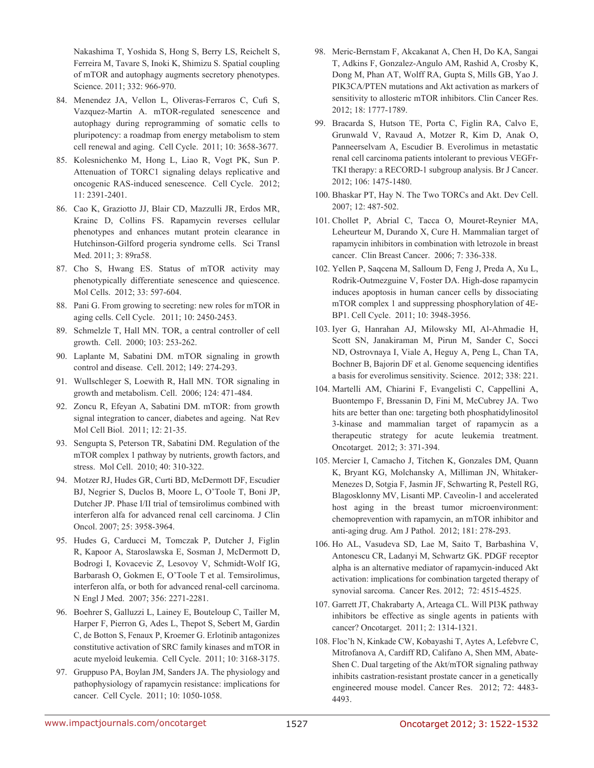Nakashima T, Yoshida S, Hong S, Berry LS, Reichelt S, Ferreira M, Tavare S, Inoki K, Shimizu S. Spatial coupling of mTOR and autophagy augments secretory phenotypes. Science. 2011; 332: 966-970.

84. Menendez JA, Vellon L, Oliveras-Ferraros C, Cufi S, Vazquez-Martin A. mTOR-regulated senescence and autophagy during reprogramming of somatic cells to pluripotency: a roadmap from energy metabolism to stem cell renewal and aging. Cell Cycle. 2011; 10: 3658-3677.

85. Kolesnichenko M, Hong L, Liao R, Vogt PK, Sun P. Attenuation of TORC1 signaling delays replicative and oncogenic RAS-induced senescence. Cell Cycle. 2012; 11: 2391-2401.

86. Cao K, Graziotto JJ, Blair CD, Mazzulli JR, Erdos MR, Krainc D, Collins FS. Rapamycin reverses cellular phenotypes and enhances mutant protein clearance in Hutchinson-Gilford progeria syndrome cells. Sci Transl Med. 2011; 3: 89ra58.

87. Cho S, Hwang ES. Status of mTOR activity may phenotypically differentiate senescence and quiescence. Mol Cells. 2012; 33: 597-604.

88. Pani G. From growing to secreting: new roles for mTOR in aging cells. Cell Cycle. 2011; 10: 2450-2453.

89. Schmelzle T, Hall MN. TOR, a central controller of cell growth. Cell. 2000; 103: 253-262.

90. Laplante M, Sabatini DM. mTOR signaling in growth control and disease. Cell. 2012; 149: 274-293.

91. Wullschleger S, Loewith R, Hall MN. TOR signaling in growth and metabolism. Cell. 2006; 124: 471-484.

92. Zoncu R, Efeyan A, Sabatini DM. mTOR: from growth signal integration to cancer, diabetes and ageing. Nat Rev Mol Cell Biol. 2011; 12: 21-35.

93. Sengupta S, Peterson TR, Sabatini DM. Regulation of the mTOR complex 1 pathway by nutrients, growth factors, and stress. Mol Cell. 2010; 40: 310-322.

94. Motzer RJ, Hudes GR, Curti BD, McDermott DF, Escudier BJ, Negrier S, Duclos B, Moore L, O'Toole T, Boni JP, Dutcher JP. Phase I/II trial of temsirolimus combined with interferon alfa for advanced renal cell carcinoma. J Clin Oncol. 2007; 25: 3958-3964.

95. Hudes G, Carducci M, Tomczak P, Dutcher J, Figlin R, Kapoor A, Staroslawska E, Sosman J, McDermott D, Bodrogi I, Kovacevic Z, Lesovoy V, Schmidt-Wolf IG, Barbarash O, Gokmen E, O'Toole T et al. Temsirolimus, interferon alfa, or both for advanced renal-cell carcinoma. N Engl J Med. 2007; 356: 2271-2281.

96. Boehrer S, Galluzzi L, Lainey E, Bouteloup C, Tailler M, Harper F, Pierron G, Ades L, Thepot S, Sebert M, Gardin C, de Botton S, Fenaux P, Kroemer G. Erlotinib antagonizes constitutive activation of SRC family kinases and mTOR in acute myeloid leukemia. Cell Cycle. 2011; 10: 3168-3175.

97. Gruppuso PA, Boylan JM, Sanders JA. The physiology and pathophysiology of rapamycin resistance: implications for cancer. Cell Cycle. 2011; 10: 1050-1058.

98. Meric-Bernstam F, Akcakanat A, Chen H, Do KA, Sangai T, Adkins F, Gonzalez-Angulo AM, Rashid A, Crosby K, Dong M, Phan AT, Wolff RA, Gupta S, Mills GB, Yao J. PIK3CA/PTEN mutations and Akt activation as markers of sensitivity to allosteric mTOR inhibitors. Clin Cancer Res. 2012; 18: 1777-1789.

99. Bracarda S, Hutson TE, Porta C, Figlin RA, Calvo E, Grunwald V, Ravaud A, Motzer R, Kim D, Anak O, Panneerselvam A, Escudier B. Everolimus in metastatic renal cell carcinoma patients intolerant to previous VEGFr-TKI therapy: a RECORD-1 subgroup analysis. Br J Cancer. 2012; 106: 1475-1480.

100. Bhaskar PT, Hay N. The Two TORCs and Akt. Dev Cell. 2007; 12: 487-502.

101. Chollet P, Abrial C, Tacca O, Mouret-Reynier MA, Leheurteur M, Durando X, Cure H. Mammalian target of rapamycin inhibitors in combination with letrozole in breast cancer. Clin Breast Cancer. 2006; 7: 336-338.

102. Yellen P, Saqcena M, Salloum D, Feng J, Preda A, Xu L, Rodrik-Outmezguine V, Foster DA. High-dose rapamycin induces apoptosis in human cancer cells by dissociating mTOR complex 1 and suppressing phosphorylation of 4E-BP1. Cell Cycle. 2011; 10: 3948-3956.

103. Iyer G, Hanrahan AJ, Milowsky MI, Al-Ahmadie H, Scott SN, Janakiraman M, Pirun M, Sander C, Socci ND, Ostrovnaya I, Viale A, Heguy A, Peng L, Chan TA, Bochner B, Bajorin DF et al. Genome sequencing identifies a basis for everolimus sensitivity. Science. 2012; 338: 221.

104. Martelli AM, Chiarini F, Evangelisti C, Cappellini A, Buontempo F, Bressanin D, Fini M, McCubrey JA. Two hits are better than one: targeting both phosphatidylinositol 3-kinase and mammalian target of rapamycin as a therapeutic strategy for acute leukemia treatment. Oncotarget. 2012; 3: 371-394.

105. Mercier I, Camacho J, Titchen K, Gonzales DM, Quann K, Bryant KG, Molchansky A, Milliman JN, Whitaker-Menezes D, Sotgia F, Jasmin JF, Schwarting R, Pestell RG, Blagosklonny MV, Lisanti MP. Caveolin-1 and accelerated host aging in the breast tumor microenvironment: chemoprevention with rapamycin, an mTOR inhibitor and anti-aging drug. Am J Pathol. 2012; 181: 278-293.

106. Ho AL, Vasudeva SD, Lae M, Saito T, Barbashina V, Antonescu CR, Ladanyi M, Schwartz GK. PDGF receptor alpha is an alternative mediator of rapamycin-induced Akt activation: implications for combination targeted therapy of synovial sarcoma. Cancer Res. 2012; 72: 4515-4525.

107. Garrett JT, Chakrabarty A, Arteaga CL. Will PI3K pathway inhibitors be effective as single agents in patients with cancer? Oncotarget. 2011; 2: 1314-1321.

108. Floc'h N, Kinkade CW, Kobayashi T, Aytes A, Lefebvre C, Mitrofanova A, Cardiff RD, Califano A, Shen MM, Abate-Shen C. Dual targeting of the Akt/mTOR signaling pathway inhibits castration-resistant prostate cancer in a genetically engineered mouse model. Cancer Res. 2012; 72: 4483-4493.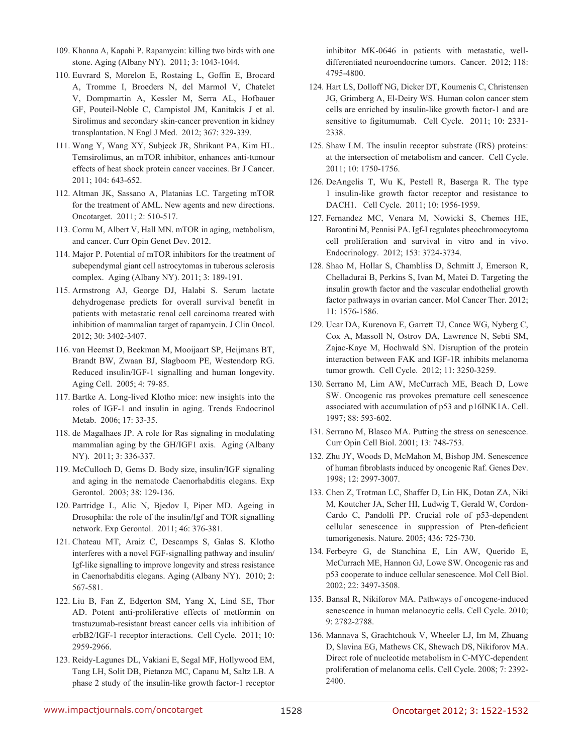109. Khanna A, Kapahi P. Rapamycin: killing two birds with one stone. Aging (Albany NY). 2011; 3: 1043-1044.

110. Euvrard S, Morelon E, Rostaing L, Goffin E, Brocard A, Tromme I, Broeders N, del Marmol V, Chatelet V, Dompmartin A, Kessler M, Serra AL, Hofbauer GF, Pouteil-Noble C, Campistol JM, Kanitakis J et al. Sirolimus and secondary skin-cancer prevention in kidney transplantation. N Engl J Med. 2012; 367: 329-339.

111. Wang Y, Wang XY, Subjeck JR, Shrikant PA, Kim HL. Temsirolimus, an mTOR inhibitor, enhances anti-tumour effects of heat shock protein cancer vaccines. Br J Cancer. 2011; 104: 643-652.

112. Altman JK, Sassano A, Platanias LC. Targeting mTOR for the treatment of AML. New agents and new directions. Oncotarget. 2011; 2: 510-517.

113. Cornu M, Albert V, Hall MN. mTOR in aging, metabolism, and cancer. Curr Opin Genet Dev. 2012.

114. Major P. Potential of mTOR inhibitors for the treatment of subependymal giant cell astrocytomas in tuberous sclerosis complex. Aging (Albany NY). 2011; 3: 189-191.

115. Armstrong AJ, George DJ, Halabi S. Serum lactate dehydrogenase predicts for overall survival benefit in patients with metastatic renal cell carcinoma treated with inhibition of mammalian target of rapamycin. J Clin Oncol. 2012; 30: 3402-3407.

116. van Heemst D, Beekman M, Mooijaart SP, Heijmans BT, Brandt BW, Zwaan BJ, Slagboom PE, Westendorp RG. Reduced insulin/IGF-1 signalling and human longevity. Aging Cell. 2005; 4: 79-85.

117. Bartke A. Long-lived Klotho mice: new insights into the roles of IGF-1 and insulin in aging. Trends Endocrinol Metab. 2006; 17: 33-35.

118. de Magalhaes JP. A role for Ras signaling in modulating mammalian aging by the GH/IGF1 axis. Aging (Albany NY). 2011; 3: 336-337.

119. McCulloch D, Gems D. Body size, insulin/IGF signaling and aging in the nematode Caenorhabditis elegans. Exp Gerontol. 2003; 38: 129-136.

120. Partridge L, Alic N, Bjedov I, Piper MD. Ageing in Drosophila: the role of the insulin/Igf and TOR signalling network. Exp Gerontol. 2011; 46: 376-381.

121. Chateau MT, Araiz C, Descamps S, Galas S. Klotho interferes with a novel FGF-signalling pathway and insulin/Igf-like signalling to improve longevity and stress resistance in Caenorhabditis elegans. Aging (Albany NY). 2010; 2: 567-581.

122. Liu B, Fan Z, Edgerton SM, Yang X, Lind SE, Thor AD. Potent anti-proliferative effects of metformin on trastuzumab-resistant breast cancer cells via inhibition of erbB2/IGF-1 receptor interactions. Cell Cycle. 2011; 10: 2959-2966.

123. Reidy-Lagunes DL, Vakiani E, Segal MF, Hollywood EM, Tang LH, Solit DB, Pietanza MC, Capanu M, Saltz LB. A phase 2 study of the insulin-like growth factor-1 receptor inhibitor MK-0646 in patients with metastatic, well-differentiated neuroendocrine tumors. Cancer. 2012; 118: 4795-4800.

124. Hart LS, Dolloff NG, Dicker DT, Koumenis C, Christensen JG, Grimberg A, El-Deiry WS. Human colon cancer stem cells are enriched by insulin-like growth factor-1 and are sensitive to figitumumab. Cell Cycle. 2011; 10: 2331-2338.

125. Shaw LM. The insulin receptor substrate (IRS) proteins: at the intersection of metabolism and cancer. Cell Cycle. 2011; 10: 1750-1756.

126. DeAngelis T, Wu K, Pestell R, Baserga R. The type 1 insulin-like growth factor receptor and resistance to DACH1. Cell Cycle. 2011; 10: 1956-1959.

127. Fernandez MC, Venara M, Nowicki S, Chemes HE, Barontini M, Pennisi PA. Igf-I regulates pheochromocytoma cell proliferation and survival in vitro and in vivo. Endocrinology. 2012; 153: 3724-3734.

128. Shao M, Hollar S, Chambliss D, Schmitt J, Emerson R, Chelladurai B, Perkins S, Ivan M, Matei D. Targeting the insulin growth factor and the vascular endothelial growth factor pathways in ovarian cancer. Mol Cancer Ther. 2012; 11: 1576-1586.

129. Ucar DA, Kurenova E, Garrett TJ, Cance WG, Nyberg C, Cox A, Massoll N, Ostrov DA, Lawrence N, Sebti SM, Zajac-Kaye M, Hochwald SN. Disruption of the protein interaction between FAK and IGF-1R inhibits melanoma tumor growth. Cell Cycle. 2012; 11: 3250-3259.

130. Serrano M, Lim AW, McCurrach ME, Beach D, Lowe SW. Oncogenic ras provokes premature cell senescence associated with accumulation of p53 and p16INK1A. Cell. 1997; 88: 593-602.

131. Serrano M, Blasco MA. Putting the stress on senescence. Curr Opin Cell Biol. 2001; 13: 748-753.

132. Zhu JY, Woods D, McMahon M, Bishop JM. Senescence of human fibroblasts induced by oncogenic Raf. Genes Dev. 1998; 12: 2997-3007.

133. Chen Z, Trotman LC, Shaffer D, Lin HK, Dotan ZA, Niki M, Koutcher JA, Scher HI, Ludwig T, Gerald W, Cordon-Cardo C, Pandolfi PP. Crucial role of p53-dependent cellular senescence in suppression of Pten-deficient tumorigenesis. Nature. 2005; 436: 725-730.

134. Ferbeyre G, de Stanchina E, Lin AW, Querido E, McCurrach ME, Hannon GJ, Lowe SW. Oncogenic ras and p53 cooperate to induce cellular senescence. Mol Cell Biol. 2002; 22: 3497-3508.

135. Bansal R, Nikiforov MA. Pathways of oncogene-induced senescence in human melanocytic cells. Cell Cycle. 2010; 9: 2782-2788.

136. Mannava S, Grachtchouk V, Wheeler LJ, Im M, Zhuang D, Slavina EG, Mathews CK, Shewach DS, Nikiforov MA. Direct role of nucleotide metabolism in C-MYC-dependent proliferation of melanoma cells. Cell Cycle. 2008; 7: 2392-2400.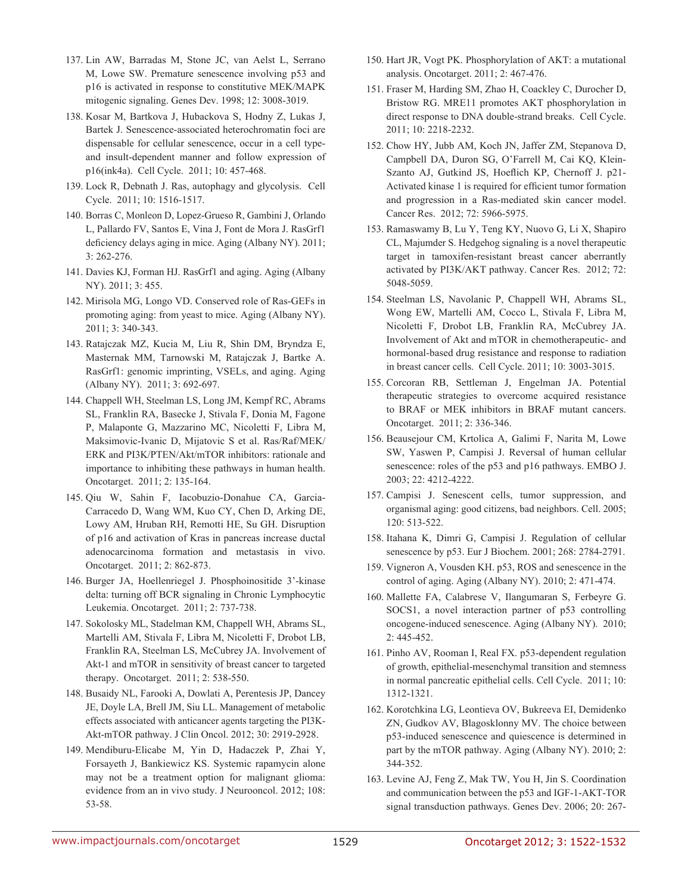137. Lin AW, Barradas M, Stone JC, van Aelst L, Serrano M, Lowe SW. Premature senescence involving p53 and p16 is activated in response to constitutive MEK/MAPK mitogenic signaling. Genes Dev. 1998; 12: 3008-3019.

138. Kosar M, Bartkova J, Hubackova S, Hodny Z, Lukas J, Bartek J. Senescence-associated heterochromatin foci are dispensable for cellular senescence, occur in a cell type- and insult-dependent manner and follow expression of p16(ink4a). Cell Cycle. 2011; 10: 457-468.

139. Lock R, Debnath J. Ras, autophagy and glycolysis. Cell Cycle. 2011; 10: 1516-1517.

140. Borras C, Monleon D, Lopez-Grueso R, Gambini J, Orlando L, Pallardo FV, Santos E, Vina J, Font de Mora J. RasGrf1 deficiency delays aging in mice. Aging (Albany NY). 2011; 3: 262-276.

141. Davies KJ, Forman HJ. RasGrf1 and aging. Aging (Albany NY). 2011; 3: 455.

142. Mirisola MG, Longo VD. Conserved role of Ras-GEFs in promoting aging: from yeast to mice. Aging (Albany NY). 2011; 3: 340-343.

143. Ratajczak MZ, Kucia M, Liu R, Shin DM, Bryndza E, Masternak MM, Tarnowski M, Ratajczak J, Bartke A. RasGrf1: genomic imprinting, VSELs, and aging. Aging (Albany NY). 2011; 3: 692-697.

144. Chappell WH, Steelman LS, Long JM, Kempf RC, Abrams SL, Franklin RA, Basecke J, Stivala F, Donia M, Fagone P, Malaponte G, Mazzarino MC, Nicoletti F, Libra M, Maksimovic-Ivanic D, Mijatovic S et al. Ras/Raf/MEK/ERK and PI3K/PTEN/Akt/mTOR inhibitors: rationale and importance to inhibiting these pathways in human health. Oncotarget. 2011; 2: 135-164.

145. Qiu W, Sahin F, Iacobuzio-Donahue CA, Garcia-Carracedo D, Wang WM, Kuo CY, Chen D, Arking DE, Lowy AM, Hruban RH, Remotti HE, Su GH. Disruption of p16 and activation of Kras in pancreas increase ductal adenocarcinoma formation and metastasis in vivo. Oncotarget. 2011; 2: 862-873.

146. Burger JA, Hoellenriegel J. Phosphoinositide 3'-kinase delta: turning off BCR signaling in Chronic Lymphocytic Leukemia. Oncotarget. 2011; 2: 737-738.

147. Sokolosky ML, Stadelman KM, Chappell WH, Abrams SL, Martelli AM, Stivala F, Libra M, Nicoletti F, Drobot LB, Franklin RA, Steelman LS, McCubrey JA. Involvement of Akt-1 and mTOR in sensitivity of breast cancer to targeted therapy. Oncotarget. 2011; 2: 538-550.

148. Busaidy NL, Farooki A, Dowlati A, Perentesis JP, Dancey JE, Doyle LA, Brell JM, Siu LL. Management of metabolic effects associated with anticancer agents targeting the PI3K-Akt-mTOR pathway. J Clin Oncol. 2012; 30: 2919-2928.

149. Mendiburu-Elicabe M, Yin D, Hadaczek P, Zhai Y, Forsayeth J, Bankiewicz KS. Systemic rapamycin alone may not be a treatment option for malignant glioma: evidence from an in vivo study. J Neurooncol. 2012; 108: 53-58.

150. Hart JR, Vogt PK. Phosphorylation of AKT: a mutational analysis. Oncotarget. 2011; 2: 467-476.

151. Fraser M, Harding SM, Zhao H, Coackley C, Durocher D, Bristow RG. MRE11 promotes AKT phosphorylation in direct response to DNA double-strand breaks. Cell Cycle. 2011; 10: 2218-2232.

152. Chow HY, Jubb AM, Koch JN, Jaffer ZM, Stepanova D, Campbell DA, Duron SG, O'Farrell M, Cai KQ, Klein-Szanto AJ, Gutkind JS, Hoeflich KP, Chernoff J. p21-Activated kinase 1 is required for efficient tumor formation and progression in a Ras-mediated skin cancer model. Cancer Res. 2012; 72: 5966-5975.

153. Ramaswamy B, Lu Y, Teng KY, Nuovo G, Li X, Shapiro CL, Majumder S. Hedgehog signaling is a novel therapeutic target in tamoxifen-resistant breast cancer aberrantly activated by PI3K/AKT pathway. Cancer Res. 2012; 72: 5048-5059.

154. Steelman LS, Navolanic P, Chappell WH, Abrams SL, Wong EW, Martelli AM, Cocco L, Stivala F, Libra M, Nicoletti F, Drobot LB, Franklin RA, McCubrey JA. Involvement of Akt and mTOR in chemotherapeutic- and hormonal-based drug resistance and response to radiation in breast cancer cells. Cell Cycle. 2011; 10: 3003-3015.

155. Corcoran RB, Settleman J, Engelman JA. Potential therapeutic strategies to overcome acquired resistance to BRAF or MEK inhibitors in BRAF mutant cancers. Oncotarget. 2011; 2: 336-346.

156. Beausejour CM, Krtolica A, Galimi F, Narita M, Lowe SW, Yaswen P, Campisi J. Reversal of human cellular senescence: roles of the p53 and p16 pathways. EMBO J. 2003; 22: 4212-4222.

157. Campisi J. Senescent cells, tumor suppression, and organismal aging: good citizens, bad neighbors. Cell. 2005; 120: 513-522.

158. Itahana K, Dimri G, Campisi J. Regulation of cellular senescence by p53. Eur J Biochem. 2001; 268: 2784-2791.

159. Vigneron A, Vousden KH. p53, ROS and senescence in the control of aging. Aging (Albany NY). 2010; 2: 471-474.

160. Mallette FA, Calabrese V, Ilangumaran S, Ferbeyre G. SOCS1, a novel interaction partner of p53 controlling oncogene-induced senescence. Aging (Albany NY). 2010; 2: 445-452.

161. Pinho AV, Rooman I, Real FX. p53-dependent regulation of growth, epithelial-mesenchymal transition and stemness in normal pancreatic epithelial cells. Cell Cycle. 2011; 10: 1312-1321.

162. Korotchkina LG, Leontieva OV, Bukreeva EI, Demidenko ZN, Gudkov AV, Blagosklonny MV. The choice between p53-induced senescence and quiescence is determined in part by the mTOR pathway. Aging (Albany NY). 2010; 2: 344-352.

163. Levine AJ, Feng Z, Mak TW, You H, Jin S. Coordination and communication between the p53 and IGF-1-AKT-TOR signal transduction pathways. Genes Dev. 2006; 20: 267-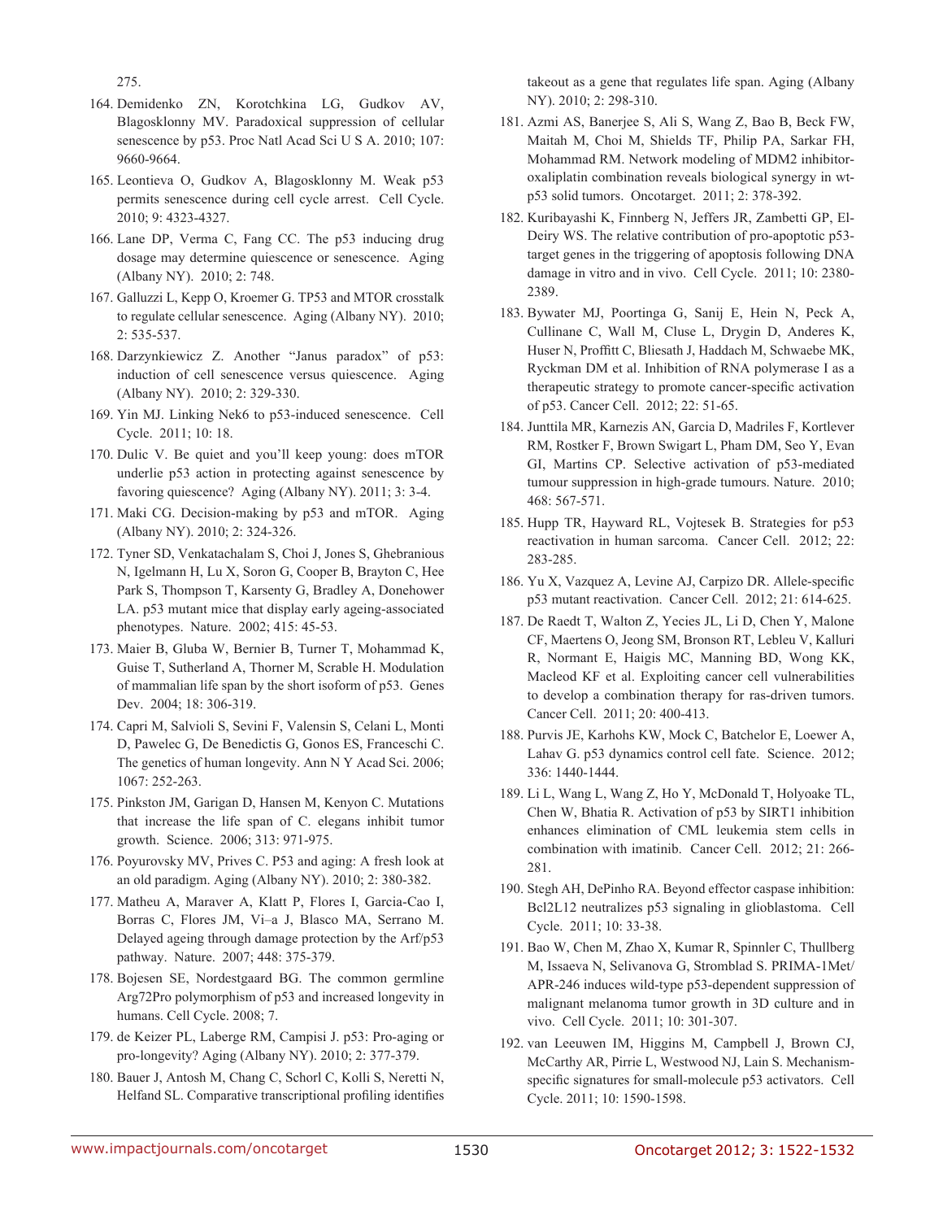275.

164. Demidenko ZN, Korotchkina LG, Gudkov AV, Blagosklonny MV. Paradoxical suppression of cellular senescence by p53. Proc Natl Acad Sci U S A. 2010; 107: 9660-9664.

165. Leontieva O, Gudkov A, Blagosklonny M. Weak p53 permits senescence during cell cycle arrest. Cell Cycle. 2010; 9: 4323-4327.

166. Lane DP, Verma C, Fang CC. The p53 inducing drug dosage may determine quiescence or senescence. Aging (Albany NY). 2010; 2: 748.

167. Galluzzi L, Kepp O, Kroemer G. TP53 and MTOR crosstalk to regulate cellular senescence. Aging (Albany NY). 2010; 2: 535-537.

168. Darzynkiewicz Z. Another "Janus paradox" of p53: induction of cell senescence versus quiescence. Aging (Albany NY). 2010; 2: 329-330.

169. Yin MJ. Linking Nek6 to p53-induced senescence. Cell Cycle. 2011; 10: 18.

170. Dulic V. Be quiet and you'll keep young: does mTOR underlie p53 action in protecting against senescence by favoring quiescence? Aging (Albany NY). 2011; 3: 3-4.

171. Maki CG. Decision-making by p53 and mTOR. Aging (Albany NY). 2010; 2: 324-326.

172. Tyner SD, Venkatachalam S, Choi J, Jones S, Ghebranious N, Igelmann H, Lu X, Soron G, Cooper B, Brayton C, Hee Park S, Thompson T, Karsenty G, Bradley A, Donehower LA. p53 mutant mice that display early ageing-associated phenotypes. Nature. 2002; 415: 45-53.

173. Maier B, Gluba W, Bernier B, Turner T, Mohammad K, Guise T, Sutherland A, Thorner M, Scrable H. Modulation of mammalian life span by the short isoform of p53. Genes Dev. 2004; 18: 306-319.

174. Capri M, Salvioli S, Sevini F, Valensin S, Celani L, Monti D, Pawelec G, De Benedictis G, Gonos ES, Franceschi C. The genetics of human longevity. Ann N Y Acad Sci. 2006; 1067: 252-263.

175. Pinkston JM, Garigan D, Hansen M, Kenyon C. Mutations that increase the life span of C. elegans inhibit tumor growth. Science. 2006; 313: 971-975.

176. Poyurovsky MV, Prives C. P53 and aging: A fresh look at an old paradigm. Aging (Albany NY). 2010; 2: 380-382.

177. Matheu A, Maraver A, Klatt P, Flores I, Garcia-Cao I, Borras C, Flores JM, Vi–a J, Blasco MA, Serrano M. Delayed ageing through damage protection by the Arf/p53 pathway. Nature. 2007; 448: 375-379.

178. Bojesen SE, Nordestgaard BG. The common germline Arg72Pro polymorphism of p53 and increased longevity in humans. Cell Cycle. 2008; 7.

179. de Keizer PL, Laberge RM, Campisi J. p53: Pro-aging or pro-longevity? Aging (Albany NY). 2010; 2: 377-379.

180. Bauer J, Antosh M, Chang C, Schorl C, Kolli S, Neretti N, Helfand SL. Comparative transcriptional profiling identifies takeout as a gene that regulates life span. Aging (Albany NY). 2010; 2: 298-310.

181. Azmi AS, Banerjee S, Ali S, Wang Z, Bao B, Beck FW, Maitah M, Choi M, Shields TF, Philip PA, Sarkar FH, Mohammad RM. Network modeling of MDM2 inhibitor-oxaliplatin combination reveals biological synergy in wt-p53 solid tumors. Oncotarget. 2011; 2: 378-392.

182. Kuribayashi K, Finnberg N, Jeffers JR, Zambetti GP, El-Deiry WS. The relative contribution of pro-apoptotic p53-target genes in the triggering of apoptosis following DNA damage in vitro and in vivo. Cell Cycle. 2011; 10: 2380-2389.

183. Bywater MJ, Poortinga G, Sanij E, Hein N, Peck A, Cullinane C, Wall M, Cluse L, Drygin D, Anderes K, Huser N, Proffitt C, Bliesath J, Haddach M, Schwaebe MK, Ryckman DM et al. Inhibition of RNA polymerase I as a therapeutic strategy to promote cancer-specific activation of p53. Cancer Cell. 2012; 22: 51-65.

184. Junttila MR, Karnezis AN, Garcia D, Madriles F, Kortlever RM, Rostker F, Brown Swigart L, Pham DM, Seo Y, Evan GI, Martins CP. Selective activation of p53-mediated tumour suppression in high-grade tumours. Nature. 2010; 468: 567-571.

185. Hupp TR, Hayward RL, Vojtesek B. Strategies for p53 reactivation in human sarcoma. Cancer Cell. 2012; 22: 283-285.

186. Yu X, Vazquez A, Levine AJ, Carpizo DR. Allele-specific p53 mutant reactivation. Cancer Cell. 2012; 21: 614-625.

187. De Raedt T, Walton Z, Yecies JL, Li D, Chen Y, Malone CF, Maertens O, Jeong SM, Bronson RT, Lebleu V, Kalluri R, Normant E, Haigis MC, Manning BD, Wong KK, Macleod KF et al. Exploiting cancer cell vulnerabilities to develop a combination therapy for ras-driven tumors. Cancer Cell. 2011; 20: 400-413.

188. Purvis JE, Karhohs KW, Mock C, Batchelor E, Loewer A, Lahav G. p53 dynamics control cell fate. Science. 2012; 336: 1440-1444.

189. Li L, Wang L, Wang Z, Ho Y, McDonald T, Holyoake TL, Chen W, Bhatia R. Activation of p53 by SIRT1 inhibition enhances elimination of CML leukemia stem cells in combination with imatinib. Cancer Cell. 2012; 21: 266-281.

190. Stegh AH, DePinho RA. Beyond effector caspase inhibition: Bcl2L12 neutralizes p53 signaling in glioblastoma. Cell Cycle. 2011; 10: 33-38.

191. Bao W, Chen M, Zhao X, Kumar R, Spinnler C, Thullberg M, Issaeva N, Selivanova G, Stromblad S. PRIMA-1Met/APR-246 induces wild-type p53-dependent suppression of malignant melanoma tumor growth in 3D culture and in vivo. Cell Cycle. 2011; 10: 301-307.

192. van Leeuwen IM, Higgins M, Campbell J, Brown CJ, McCarthy AR, Pirrie L, Westwood NJ, Lain S. Mechanism-specific signatures for small-molecule p53 activators. Cell Cycle. 2011; 10: 1590-1598.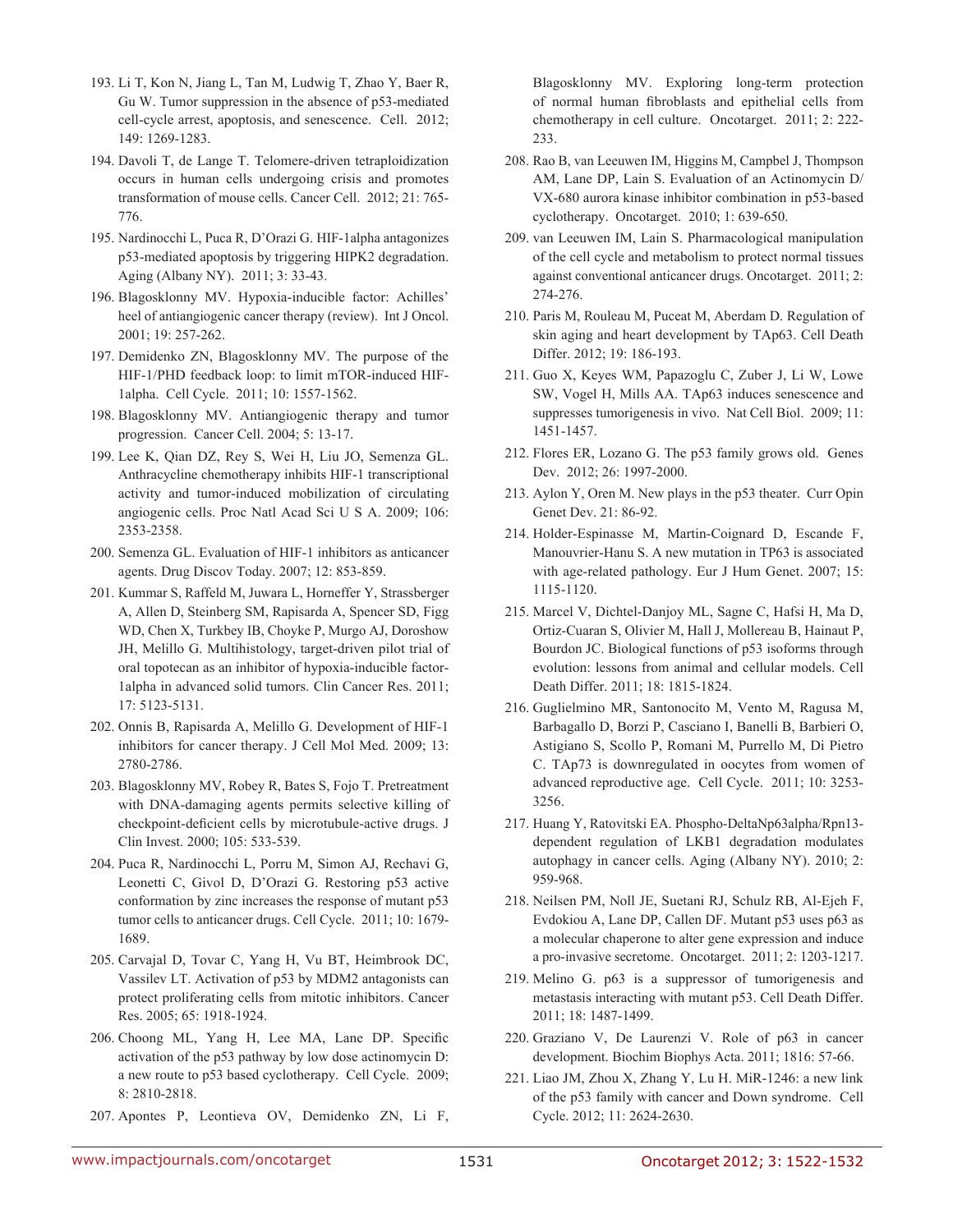193. Li T, Kon N, Jiang L, Tan M, Ludwig T, Zhao Y, Baer R, Gu W. Tumor suppression in the absence of p53-mediated cell-cycle arrest, apoptosis, and senescence. Cell. 2012; 149: 1269-1283.

194. Davoli T, de Lange T. Telomere-driven tetraploidization occurs in human cells undergoing crisis and promotes transformation of mouse cells. Cancer Cell. 2012; 21: 765-776.

195. Nardinocchi L, Puca R, D'Orazi G. HIF-1alpha antagonizes p53-mediated apoptosis by triggering HIPK2 degradation. Aging (Albany NY). 2011; 3: 33-43.

196. Blagosklonny MV. Hypoxia-inducible factor: Achilles' heel of antiangiogenic cancer therapy (review). Int J Oncol. 2001; 19: 257-262.

197. Demidenko ZN, Blagosklonny MV. The purpose of the HIF-1/PHD feedback loop: to limit mTOR-induced HIF-1alpha. Cell Cycle. 2011; 10: 1557-1562.

198. Blagosklonny MV. Antiangiogenic therapy and tumor progression. Cancer Cell. 2004; 5: 13-17.

199. Lee K, Qian DZ, Rey S, Wei H, Liu JO, Semenza GL. Anthracycline chemotherapy inhibits HIF-1 transcriptional activity and tumor-induced mobilization of circulating angiogenic cells. Proc Natl Acad Sci U S A. 2009; 106: 2353-2358.

200. Semenza GL. Evaluation of HIF-1 inhibitors as anticancer agents. Drug Discov Today. 2007; 12: 853-859.

201. Kummar S, Raffeld M, Juwara L, Horneffer Y, Strassberger A, Allen D, Steinberg SM, Rapisarda A, Spencer SD, Figg WD, Chen X, Turkbey IB, Choyke P, Murgo AJ, Doroshow JH, Melillo G. Multihistology, target-driven pilot trial of oral topotecan as an inhibitor of hypoxia-inducible factor-1alpha in advanced solid tumors. Clin Cancer Res. 2011; 17: 5123-5131.

202. Onnis B, Rapisarda A, Melillo G. Development of HIF-1 inhibitors for cancer therapy. J Cell Mol Med. 2009; 13: 2780-2786.

203. Blagosklonny MV, Robey R, Bates S, Fojo T. Pretreatment with DNA-damaging agents permits selective killing of checkpoint-deficient cells by microtubule-active drugs. J Clin Invest. 2000; 105: 533-539.

204. Puca R, Nardinocchi L, Porru M, Simon AJ, Rechavi G, Leonetti C, Givol D, D'Orazi G. Restoring p53 active conformation by zinc increases the response of mutant p53 tumor cells to anticancer drugs. Cell Cycle. 2011; 10: 1679-1689.

205. Carvajal D, Tovar C, Yang H, Vu BT, Heimbrook DC, Vassilev LT. Activation of p53 by MDM2 antagonists can protect proliferating cells from mitotic inhibitors. Cancer Res. 2005; 65: 1918-1924.

206. Choong ML, Yang H, Lee MA, Lane DP. Specific activation of the p53 pathway by low dose actinomycin D: a new route to p53 based cyclotherapy. Cell Cycle. 2009; 8: 2810-2818.

207. Apontes P, Leontieva OV, Demidenko ZN, Li F, Blagosklonny MV. Exploring long-term protection of normal human fibroblasts and epithelial cells from chemotherapy in cell culture. Oncotarget. 2011; 2: 222-233.

208. Rao B, van Leeuwen IM, Higgins M, Campbel J, Thompson AM, Lane DP, Lain S. Evaluation of an Actinomycin D/VX-680 aurora kinase inhibitor combination in p53-based cyclotherapy. Oncotarget. 2010; 1: 639-650.

209. van Leeuwen IM, Lain S. Pharmacological manipulation of the cell cycle and metabolism to protect normal tissues against conventional anticancer drugs. Oncotarget. 2011; 2: 274-276.

210. Paris M, Rouleau M, Puceat M, Aberdam D. Regulation of skin aging and heart development by TAp63. Cell Death Differ. 2012; 19: 186-193.

211. Guo X, Keyes WM, Papazoglu C, Zuber J, Li W, Lowe SW, Vogel H, Mills AA. TAp63 induces senescence and suppresses tumorigenesis in vivo. Nat Cell Biol. 2009; 11: 1451-1457.

212. Flores ER, Lozano G. The p53 family grows old. Genes Dev. 2012; 26: 1997-2000.

213. Aylon Y, Oren M. New plays in the p53 theater. Curr Opin Genet Dev. 21: 86-92.

214. Holder-Espinasse M, Martin-Coignard D, Escande F, Manouvrier-Hanu S. A new mutation in TP63 is associated with age-related pathology. Eur J Hum Genet. 2007; 15: 1115-1120.

215. Marcel V, Dichtel-Danjoy ML, Sagne C, Hafsi H, Ma D, Ortiz-Cuaran S, Olivier M, Hall J, Mollereau B, Hainaut P, Bourdon JC. Biological functions of p53 isoforms through evolution: lessons from animal and cellular models. Cell Death Differ. 2011; 18: 1815-1824.

216. Guglielmino MR, Santonocito M, Vento M, Ragusa M, Barbagallo D, Borzi P, Casciano I, Banelli B, Barbieri O, Astigiano S, Scollo P, Romani M, Purrello M, Di Pietro C. TAp73 is downregulated in oocytes from women of advanced reproductive age. Cell Cycle. 2011; 10: 3253-3256.

217. Huang Y, Ratovitski EA. Phospho-DeltaNp63alpha/Rpn13-dependent regulation of LKB1 degradation modulates autophagy in cancer cells. Aging (Albany NY). 2010; 2: 959-968.

218. Neilsen PM, Noll JE, Suetani RJ, Schulz RB, Al-Ejeh F, Evdokiou A, Lane DP, Callen DF. Mutant p53 uses p63 as a molecular chaperone to alter gene expression and induce a pro-invasive secretome. Oncotarget. 2011; 2: 1203-1217.

219. Melino G. p63 is a suppressor of tumorigenesis and metastasis interacting with mutant p53. Cell Death Differ. 2011; 18: 1487-1499.

220. Graziano V, De Laurenzi V. Role of p63 in cancer development. Biochim Biophys Acta. 2011; 1816: 57-66.

221. Liao JM, Zhou X, Zhang Y, Lu H. MiR-1246: a new link of the p53 family with cancer and Down syndrome. Cell Cycle. 2012; 11: 2624-2630.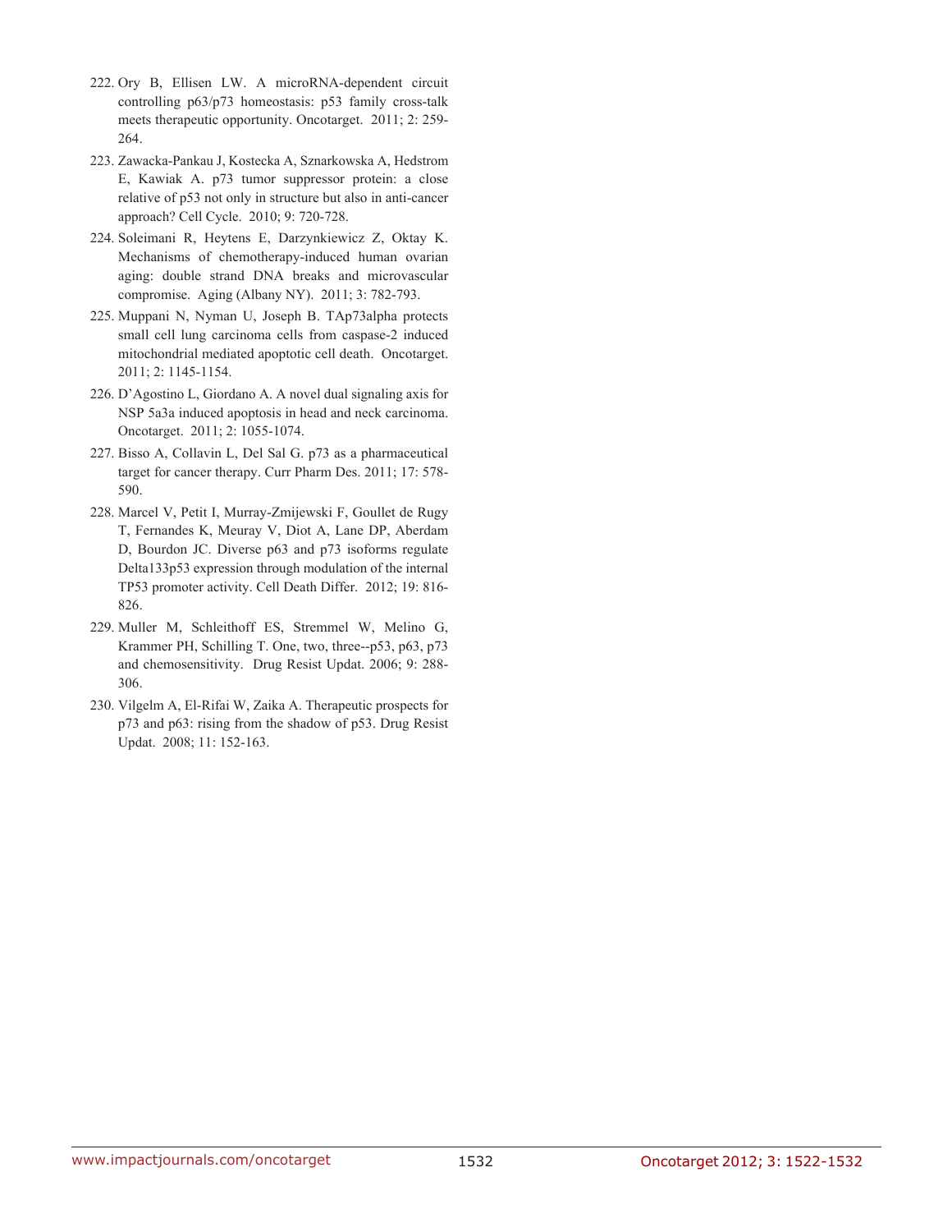222. Ory B, Ellisen LW. A microRNA-dependent circuit controlling p63/p73 homeostasis: p53 family cross-talk meets therapeutic opportunity. Oncotarget. 2011; 2: 259-264.

223. Zawacka-Pankau J, Kostecka A, Sznarkowska A, Hedstrom E, Kawiak A. p73 tumor suppressor protein: a close relative of p53 not only in structure but also in anti-cancer approach? Cell Cycle. 2010; 9: 720-728.

224. Soleimani R, Heytens E, Darzynkiewicz Z, Oktay K. Mechanisms of chemotherapy-induced human ovarian aging: double strand DNA breaks and microvascular compromise. Aging (Albany NY). 2011; 3: 782-793.

225. Muppani N, Nyman U, Joseph B. TAp73alpha protects small cell lung carcinoma cells from caspase-2 induced mitochondrial mediated apoptotic cell death. Oncotarget. 2011; 2: 1145-1154.

226. D'Agostino L, Giordano A. A novel dual signaling axis for NSP 5a3a induced apoptosis in head and neck carcinoma. Oncotarget. 2011; 2: 1055-1074.

227. Bisso A, Collavin L, Del Sal G. p73 as a pharmaceutical target for cancer therapy. Curr Pharm Des. 2011; 17: 578-590.

228. Marcel V, Petit I, Murray-Zmijewski F, Goullet de Rugy T, Fernandes K, Meuray V, Diot A, Lane DP, Aberdam D, Bourdon JC. Diverse p63 and p73 isoforms regulate Delta133p53 expression through modulation of the internal TP53 promoter activity. Cell Death Differ. 2012; 19: 816-826.

229. Muller M, Schleithoff ES, Stremmel W, Melino G, Krammer PH, Schilling T. One, two, three--p53, p63, p73 and chemosensitivity. Drug Resist Updat. 2006; 9: 288-306.

230. Vilgelm A, El-Rifai W, Zaika A. Therapeutic prospects for p73 and p63: rising from the shadow of p53. Drug Resist Updat. 2008; 11: 152-163.